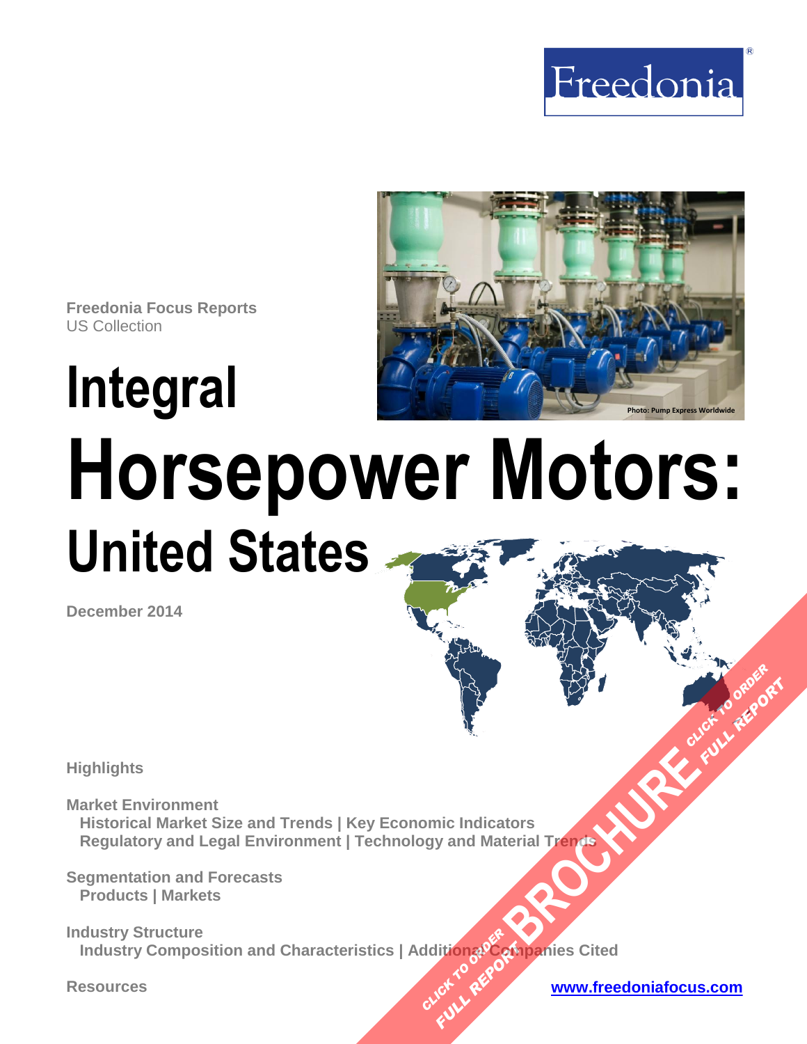Freedonia

Freedonia Focus Reports
US Collection

# Integral Horsepower Motors: United States

Photo: Pump Express Worldwide

December 2014

**Highlights**

**Market Environment**
Historical Market Size and Trends | Key Economic Indicators
Regulatory and Legal Environment | Technology and Material Trends

**Segmentation and Forecasts**
Products | Markets

**Industry Structure**
Industry Composition and Characteristics | Additional Companies Cited

**Resources**

www.freedoniafocus.com

CLICK TO ORDER FULL REPORT
BROCHURE
CLICK TO ORDER FULL REPORT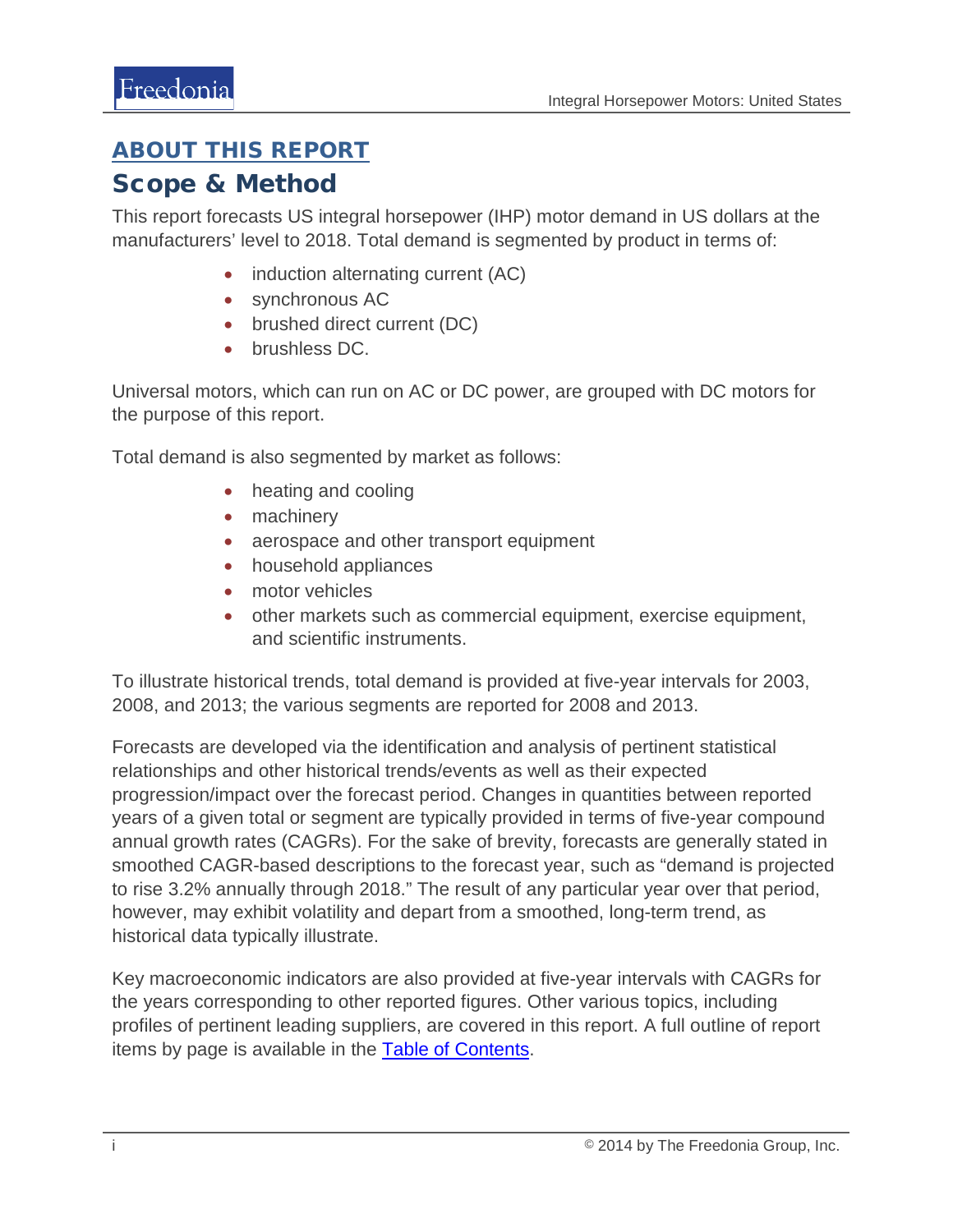## ABOUT THIS REPORT

# Scope & Method

This report forecasts US integral horsepower (IHP) motor demand in US dollars at the manufacturers' level to 2018. Total demand is segmented by product in terms of:

- induction alternating current (AC)
- synchronous AC
- brushed direct current (DC)
- brushless DC.

Universal motors, which can run on AC or DC power, are grouped with DC motors for the purpose of this report.

Total demand is also segmented by market as follows:

- heating and cooling
- machinery
- aerospace and other transport equipment
- household appliances
- motor vehicles
- other markets such as commercial equipment, exercise equipment, and scientific instruments.

To illustrate historical trends, total demand is provided at five-year intervals for 2003, 2008, and 2013; the various segments are reported for 2008 and 2013.

Forecasts are developed via the identification and analysis of pertinent statistical relationships and other historical trends/events as well as their expected progression/impact over the forecast period. Changes in quantities between reported years of a given total or segment are typically provided in terms of five-year compound annual growth rates (CAGRs). For the sake of brevity, forecasts are generally stated in smoothed CAGR-based descriptions to the forecast year, such as "demand is projected to rise 3.2% annually through 2018." The result of any particular year over that period, however, may exhibit volatility and depart from a smoothed, long-term trend, as historical data typically illustrate.

Key macroeconomic indicators are also provided at five-year intervals with CAGRs for the years corresponding to other reported figures. Other various topics, including profiles of pertinent leading suppliers, are covered in this report. A full outline of report items by page is available in the Table of Contents.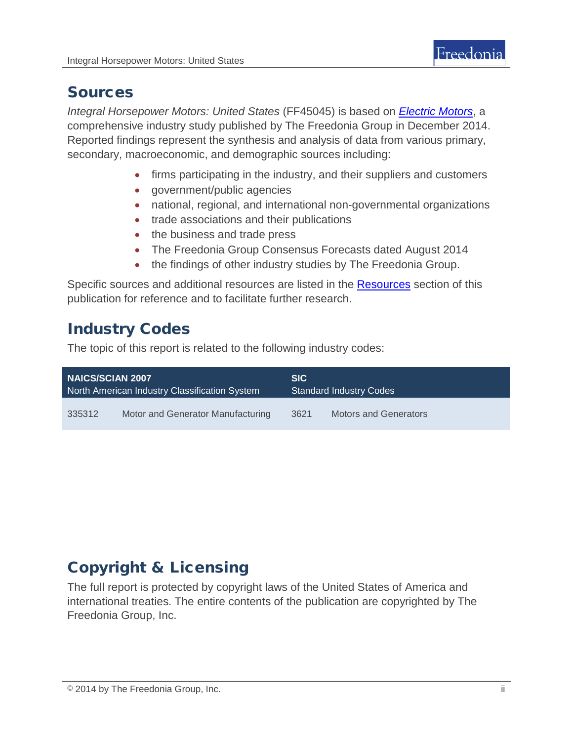## Sources

*Integral Horsepower Motors: United States* (FF45045) is based on ***Electric Motors***, a comprehensive industry study published by The Freedonia Group in December 2014. Reported findings represent the synthesis and analysis of data from various primary, secondary, macroeconomic, and demographic sources including:

- firms participating in the industry, and their suppliers and customers
- government/public agencies
- national, regional, and international non-governmental organizations
- trade associations and their publications
- the business and trade press
- The Freedonia Group Consensus Forecasts dated August 2014
- the findings of other industry studies by The Freedonia Group.

Specific sources and additional resources are listed in the Resources section of this publication for reference and to facilitate further research.

## Industry Codes

The topic of this report is related to the following industry codes:

| **NAICS/SCIAN 2007** North American Industry Classification System | | **SIC** Standard Industry Codes | |
|---|---|---|---|
| 335312 | Motor and Generator Manufacturing | 3621 | Motors and Generators |

## Copyright & Licensing

The full report is protected by copyright laws of the United States of America and international treaties. The entire contents of the publication are copyrighted by The Freedonia Group, Inc.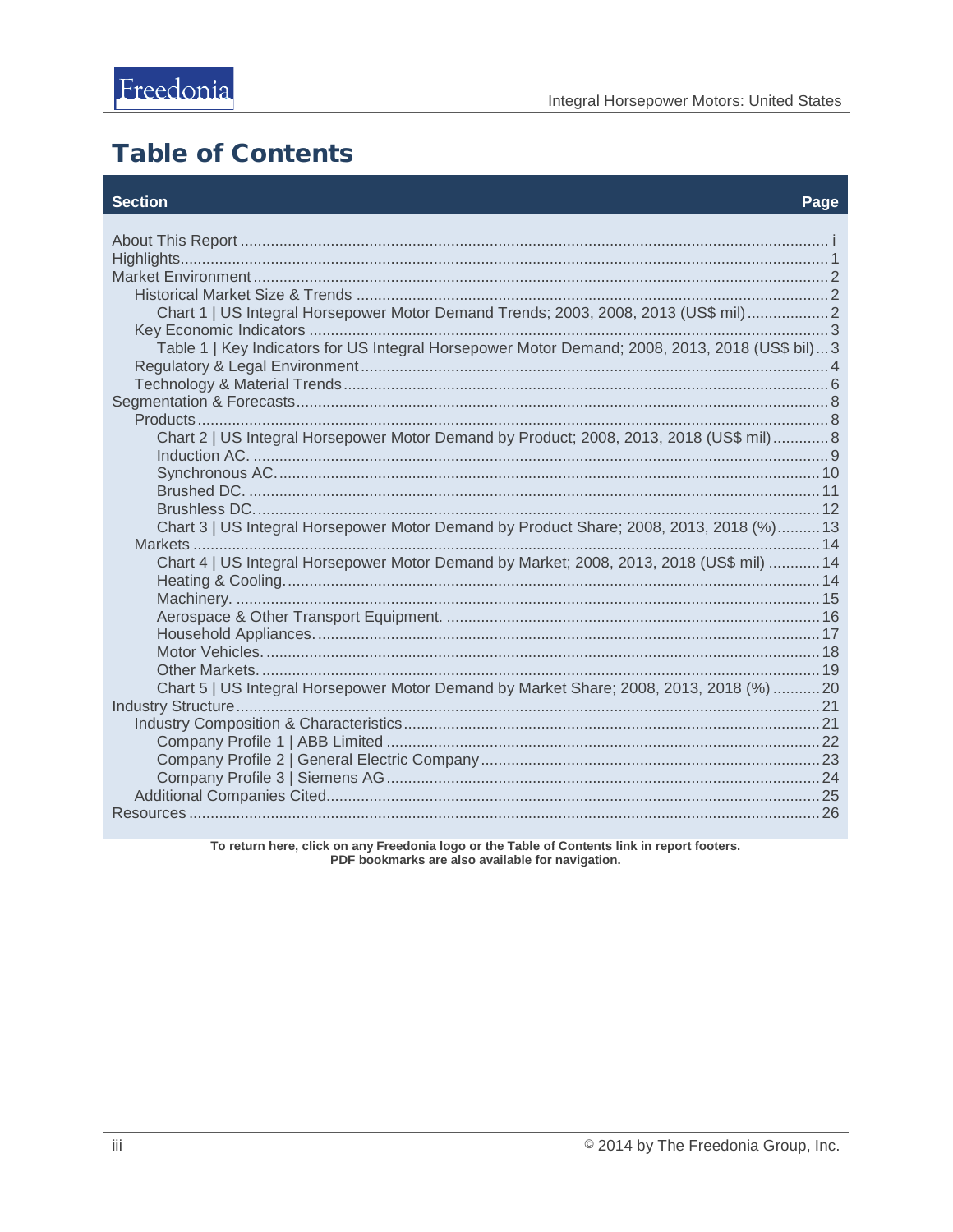# Table of Contents

| Section | Page |
|---|---|
| About This Report | i |
| Highlights | 1 |
| Market Environment | 2 |
| Historical Market Size & Trends | 2 |
| Chart 1 \| US Integral Horsepower Motor Demand Trends; 2003, 2008, 2013 (US$ mil) | 2 |
| Key Economic Indicators | 3 |
| Table 1 \| Key Indicators for US Integral Horsepower Motor Demand; 2008, 2013, 2018 (US$ bil) | 3 |
| Regulatory & Legal Environment | 4 |
| Technology & Material Trends | 6 |
| Segmentation & Forecasts | 8 |
| Products | 8 |
| Chart 2 \| US Integral Horsepower Motor Demand by Product; 2008, 2013, 2018 (US$ mil) | 8 |
| Induction AC. | 9 |
| Synchronous AC. | 10 |
| Brushed DC. | 11 |
| Brushless DC. | 12 |
| Chart 3 \| US Integral Horsepower Motor Demand by Product Share; 2008, 2013, 2018 (%) | 13 |
| Markets | 14 |
| Chart 4 \| US Integral Horsepower Motor Demand by Market; 2008, 2013, 2018 (US$ mil) | 14 |
| Heating & Cooling. | 14 |
| Machinery. | 15 |
| Aerospace & Other Transport Equipment. | 16 |
| Household Appliances. | 17 |
| Motor Vehicles. | 18 |
| Other Markets. | 19 |
| Chart 5 \| US Integral Horsepower Motor Demand by Market Share; 2008, 2013, 2018 (%) | 20 |
| Industry Structure | 21 |
| Industry Composition & Characteristics | 21 |
| Company Profile 1 \| ABB Limited | 22 |
| Company Profile 2 \| General Electric Company | 23 |
| Company Profile 3 \| Siemens AG | 24 |
| Additional Companies Cited | 25 |
| Resources | 26 |

**To return here, click on any Freedonia logo or the Table of Contents link in report footers.**
**PDF bookmarks are also available for navigation.**